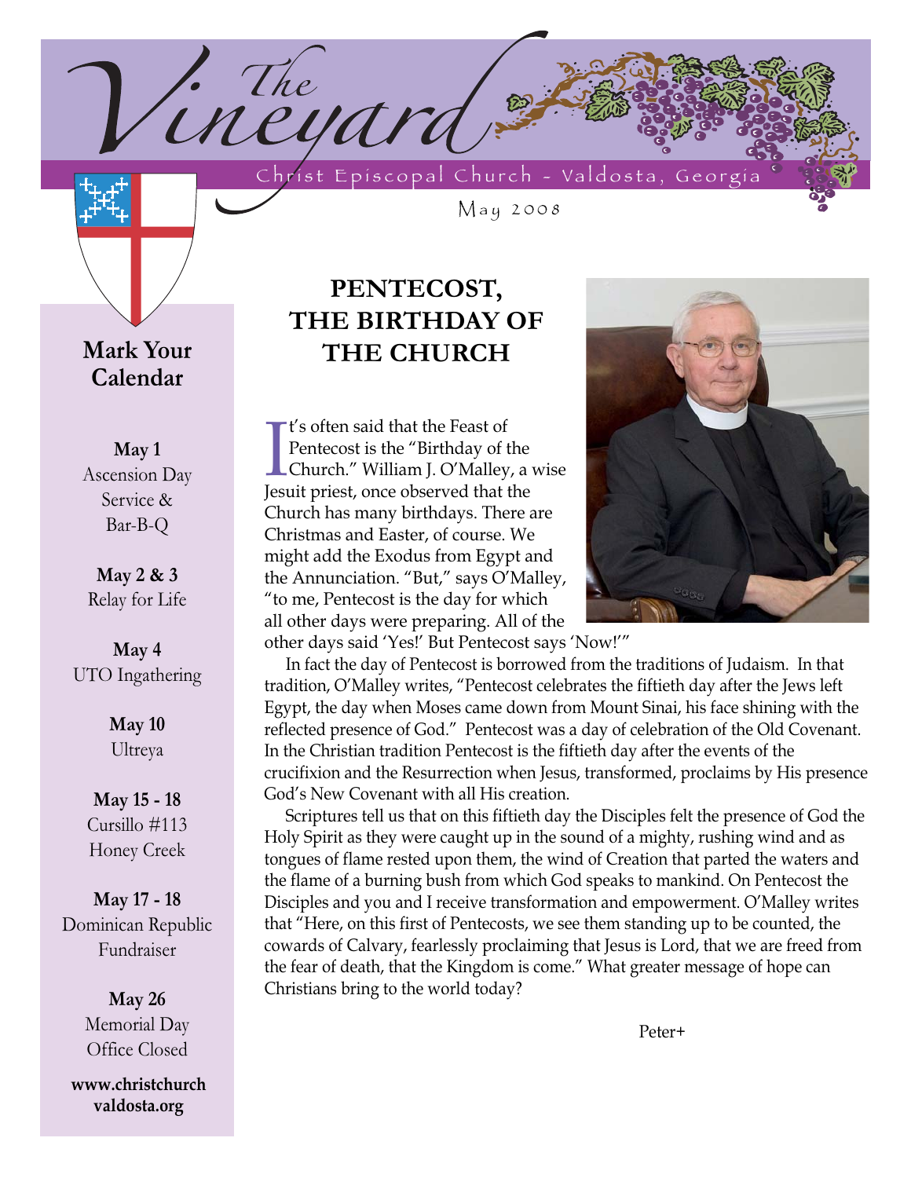# The Vineyard

Christ Episcopal Church - Valdosta, Georgia

May 2008

## Mark Your Calendar

**May 1**
Ascension Day Service & Bar-B-Q

**May 2 & 3**
Relay for Life

**May 4**
UTO Ingathering

**May 10**
Ultreya

**May 15 - 18**
Cursillo #113
Honey Creek

**May 17 - 18**
Dominican Republic Fundraiser

**May 26**
Memorial Day
Office Closed

**www.christchurchvaldosta.org**

## PENTECOST, THE BIRTHDAY OF THE CHURCH

It's often said that the Feast of Pentecost is the "Birthday of the Church." William J. O'Malley, a wise Jesuit priest, once observed that the Church has many birthdays. There are Christmas and Easter, of course. We might add the Exodus from Egypt and the Annunciation. "But," says O'Malley, "to me, Pentecost is the day for which all other days were preparing. All of the other days said 'Yes!' But Pentecost says 'Now!'"

In fact the day of Pentecost is borrowed from the traditions of Judaism. In that tradition, O'Malley writes, "Pentecost celebrates the fiftieth day after the Jews left Egypt, the day when Moses came down from Mount Sinai, his face shining with the reflected presence of God." Pentecost was a day of celebration of the Old Covenant. In the Christian tradition Pentecost is the fiftieth day after the events of the crucifixion and the Resurrection when Jesus, transformed, proclaims by His presence God's New Covenant with all His creation.

Scriptures tell us that on this fiftieth day the Disciples felt the presence of God the Holy Spirit as they were caught up in the sound of a mighty, rushing wind and as tongues of flame rested upon them, the wind of Creation that parted the waters and the flame of a burning bush from which God speaks to mankind. On Pentecost the Disciples and you and I receive transformation and empowerment. O'Malley writes that "Here, on this first of Pentecosts, we see them standing up to be counted, the cowards of Calvary, fearlessly proclaiming that Jesus is Lord, that we are freed from the fear of death, that the Kingdom is come." What greater message of hope can Christians bring to the world today?

Peter+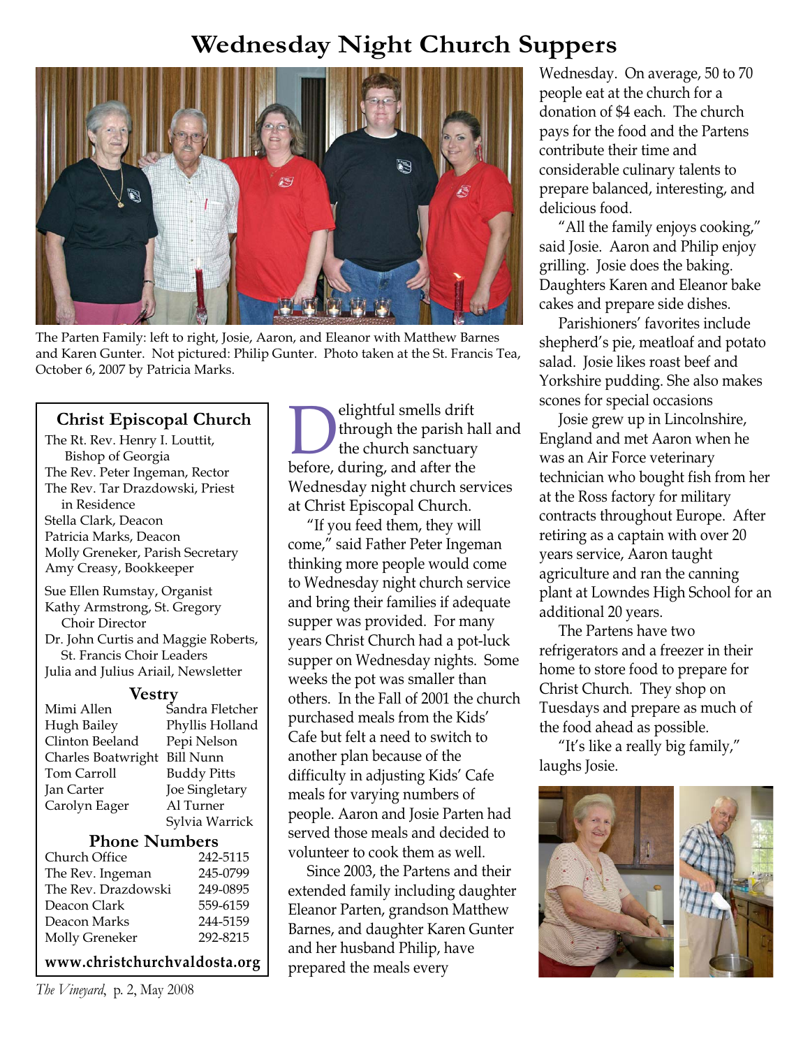# Wednesday Night Church Suppers

The Parten Family: left to right, Josie, Aaron, and Eleanor with Matthew Barnes and Karen Gunter. Not pictured: Philip Gunter. Photo taken at the St. Francis Tea, October 6, 2007 by Patricia Marks.

Delightful smells drift through the parish hall and the church sanctuary before, during, and after the Wednesday night church services at Christ Episcopal Church.

"If you feed them, they will come," said Father Peter Ingeman thinking more people would come to Wednesday night church service and bring their families if adequate supper was provided. For many years Christ Church had a pot-luck supper on Wednesday nights. Some weeks the pot was smaller than others. In the Fall of 2001 the church purchased meals from the Kids' Cafe but felt a need to switch to another plan because of the difficulty in adjusting Kids' Cafe meals for varying numbers of people. Aaron and Josie Parten had served those meals and decided to volunteer to cook them as well.

Since 2003, the Partens and their extended family including daughter Eleanor Parten, grandson Matthew Barnes, and daughter Karen Gunter and her husband Philip, have prepared the meals every Wednesday. On average, 50 to 70 people eat at the church for a donation of $4 each. The church pays for the food and the Partens contribute their time and considerable culinary talents to prepare balanced, interesting, and delicious food.

"All the family enjoys cooking," said Josie. Aaron and Philip enjoy grilling. Josie does the baking. Daughters Karen and Eleanor bake cakes and prepare side dishes.

Parishioners' favorites include shepherd's pie, meatloaf and potato salad. Josie likes roast beef and Yorkshire pudding. She also makes scones for special occasions

Josie grew up in Lincolnshire, England and met Aaron when he was an Air Force veterinary technician who bought fish from her at the Ross factory for military contracts throughout Europe. After retiring as a captain with over 20 years service, Aaron taught agriculture and ran the canning plant at Lowndes High School for an additional 20 years.

The Partens have two refrigerators and a freezer in their home to store food to prepare for Christ Church. They shop on Tuesdays and prepare as much of the food ahead as possible.

"It's like a really big family," laughs Josie.

---

## Christ Episcopal Church

The Rt. Rev. Henry I. Louttit, Bishop of Georgia
The Rev. Peter Ingeman, Rector
The Rev. Tar Drazdowski, Priest in Residence
Stella Clark, Deacon
Patricia Marks, Deacon
Molly Greneker, Parish Secretary
Amy Creasy, Bookkeeper

Sue Ellen Rumstay, Organist
Kathy Armstrong, St. Gregory Choir Director
Dr. John Curtis and Maggie Roberts, St. Francis Choir Leaders
Julia and Julius Ariail, Newsletter

### Vestry

| | |
|---|---|
| Mimi Allen | Sandra Fletcher |
| Hugh Bailey | Phyllis Holland |
| Clinton Beeland | Pepi Nelson |
| Charles Boatwright | Bill Nunn |
| Tom Carroll | Buddy Pitts |
| Jan Carter | Joe Singletary |
| Carolyn Eager | Al Turner |
| | Sylvia Warrick |

### Phone Numbers

| | |
|---|---|
| Church Office | 242-5115 |
| The Rev. Ingeman | 245-0799 |
| The Rev. Drazdowski | 249-0895 |
| Deacon Clark | 559-6159 |
| Deacon Marks | 244-5159 |
| Molly Greneker | 292-8215 |

**www.christchurchvaldosta.org**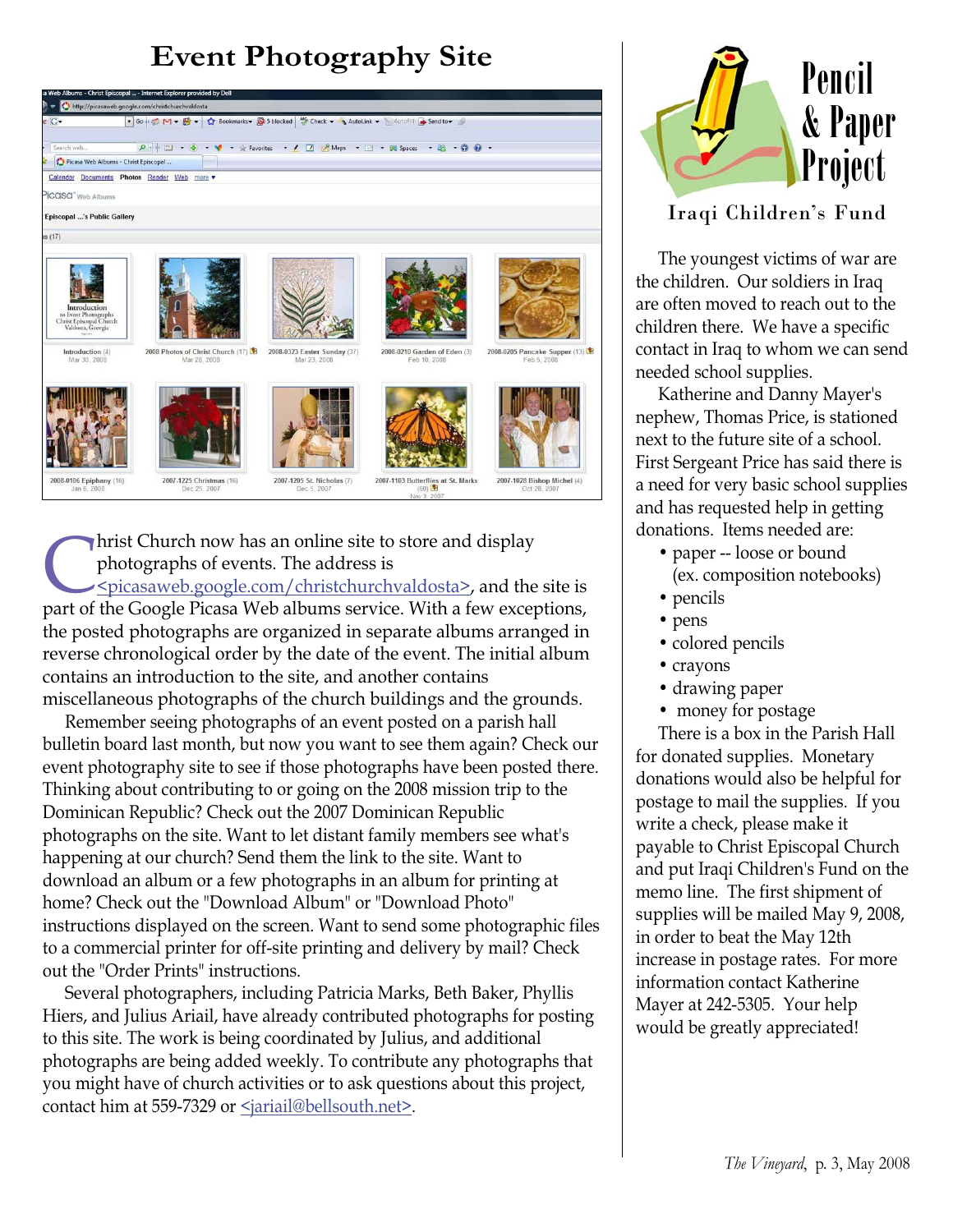# Event Photography Site

Christ Church now has an online site to store and display photographs of events. The address is <picasaweb.google.com/christchurchvaldosta>, and the site is part of the Google Picasa Web albums service. With a few exceptions, the posted photographs are organized in separate albums arranged in reverse chronological order by the date of the event. The initial album contains an introduction to the site, and another contains miscellaneous photographs of the church buildings and the grounds.

Remember seeing photographs of an event posted on a parish hall bulletin board last month, but now you want to see them again? Check our event photography site to see if those photographs have been posted there. Thinking about contributing to or going on the 2008 mission trip to the Dominican Republic? Check out the 2007 Dominican Republic photographs on the site. Want to let distant family members see what's happening at our church? Send them the link to the site. Want to download an album or a few photographs in an album for printing at home? Check out the "Download Album" or "Download Photo" instructions displayed on the screen. Want to send some photographic files to a commercial printer for off-site printing and delivery by mail? Check out the "Order Prints" instructions.

Several photographers, including Patricia Marks, Beth Baker, Phyllis Hiers, and Julius Ariail, have already contributed photographs for posting to this site. The work is being coordinated by Julius, and additional photographs are being added weekly. To contribute any photographs that you might have of church activities or to ask questions about this project, contact him at 559-7329 or <jariail@bellsouth.net>.

# Pencil & Paper Project

## Iraqi Children's Fund

The youngest victims of war are the children. Our soldiers in Iraq are often moved to reach out to the children there. We have a specific contact in Iraq to whom we can send needed school supplies.

Katherine and Danny Mayer's nephew, Thomas Price, is stationed next to the future site of a school. First Sergeant Price has said there is a need for very basic school supplies and has requested help in getting donations. Items needed are:

- paper -- loose or bound (ex. composition notebooks)
- pencils
- pens
- colored pencils
- crayons
- drawing paper
- money for postage

There is a box in the Parish Hall for donated supplies. Monetary donations would also be helpful for postage to mail the supplies. If you write a check, please make it payable to Christ Episcopal Church and put Iraqi Children's Fund on the memo line. The first shipment of supplies will be mailed May 9, 2008, in order to beat the May 12th increase in postage rates. For more information contact Katherine Mayer at 242-5305. Your help would be greatly appreciated!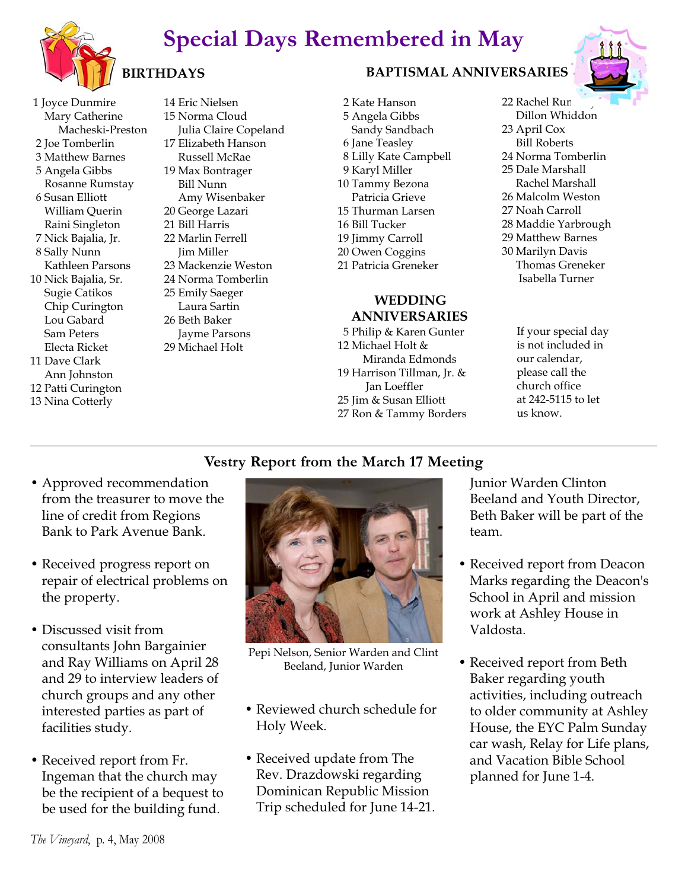# Special Days Remembered in May

## BIRTHDAYS

1 Joyce Dunmire
Mary Catherine Macheski-Preston
2 Joe Tomberlin
3 Matthew Barnes
5 Angela Gibbs
Rosanne Rumstay
6 Susan Elliott
William Querin
Raini Singleton
7 Nick Bajalia, Jr.
8 Sally Nunn
Kathleen Parsons
10 Nick Bajalia, Sr.
Sugie Catikos
Chip Curington
Lou Gabard
Sam Peters
Electa Ricket
11 Dave Clark
Ann Johnston
12 Patti Curington
13 Nina Cotterly
14 Eric Nielsen
15 Norma Cloud
Julia Claire Copeland
17 Elizabeth Hanson
Russell McRae
19 Max Bontrager
Bill Nunn
Amy Wisenbaker
20 George Lazari
21 Bill Harris
22 Marlin Ferrell
Jim Miller
23 Mackenzie Weston
24 Norma Tomberlin
25 Emily Saeger
Laura Sartin
26 Beth Baker
Jayme Parsons
29 Michael Holt

## BAPTISMAL ANNIVERSARIES

2 Kate Hanson
5 Angela Gibbs
Sandy Sandbach
6 Jane Teasley
8 Lilly Kate Campbell
9 Karyl Miller
10 Tammy Bezona
Patricia Grieve
15 Thurman Larsen
16 Bill Tucker
19 Jimmy Carroll
20 Owen Coggins
21 Patricia Greneker
22 Rachel Run
Dillon Whiddon
23 April Cox
Bill Roberts
24 Norma Tomberlin
25 Dale Marshall
Rachel Marshall
26 Malcolm Weston
27 Noah Carroll
28 Maddie Yarbrough
29 Matthew Barnes
30 Marilyn Davis
Thomas Greneker
Isabella Turner

## WEDDING ANNIVERSARIES

5 Philip & Karen Gunter
12 Michael Holt & Miranda Edmonds
19 Harrison Tillman, Jr. & Jan Loeffler
25 Jim & Susan Elliott
27 Ron & Tammy Borders

If your special day is not included in our calendar, please call the church office at 242-5115 to let us know.

---

## Vestry Report from the March 17 Meeting

- Approved recommendation from the treasurer to move the line of credit from Regions Bank to Park Avenue Bank.
- Received progress report on repair of electrical problems on the property.
- Discussed visit from consultants John Bargainier and Ray Williams on April 28 and 29 to interview leaders of church groups and any other interested parties as part of facilities study.
- Received report from Fr. Ingeman that the church may be the recipient of a bequest to be used for the building fund.

Pepi Nelson, Senior Warden and Clint Beeland, Junior Warden

- Reviewed church schedule for Holy Week.
- Received update from The Rev. Drazdowski regarding Dominican Republic Mission Trip scheduled for June 14-21. Junior Warden Clinton Beeland and Youth Director, Beth Baker will be part of the team.
- Received report from Deacon Marks regarding the Deacon's School in April and mission work at Ashley House in Valdosta.
- Received report from Beth Baker regarding youth activities, including outreach to older community at Ashley House, the EYC Palm Sunday car wash, Relay for Life plans, and Vacation Bible School planned for June 1-4.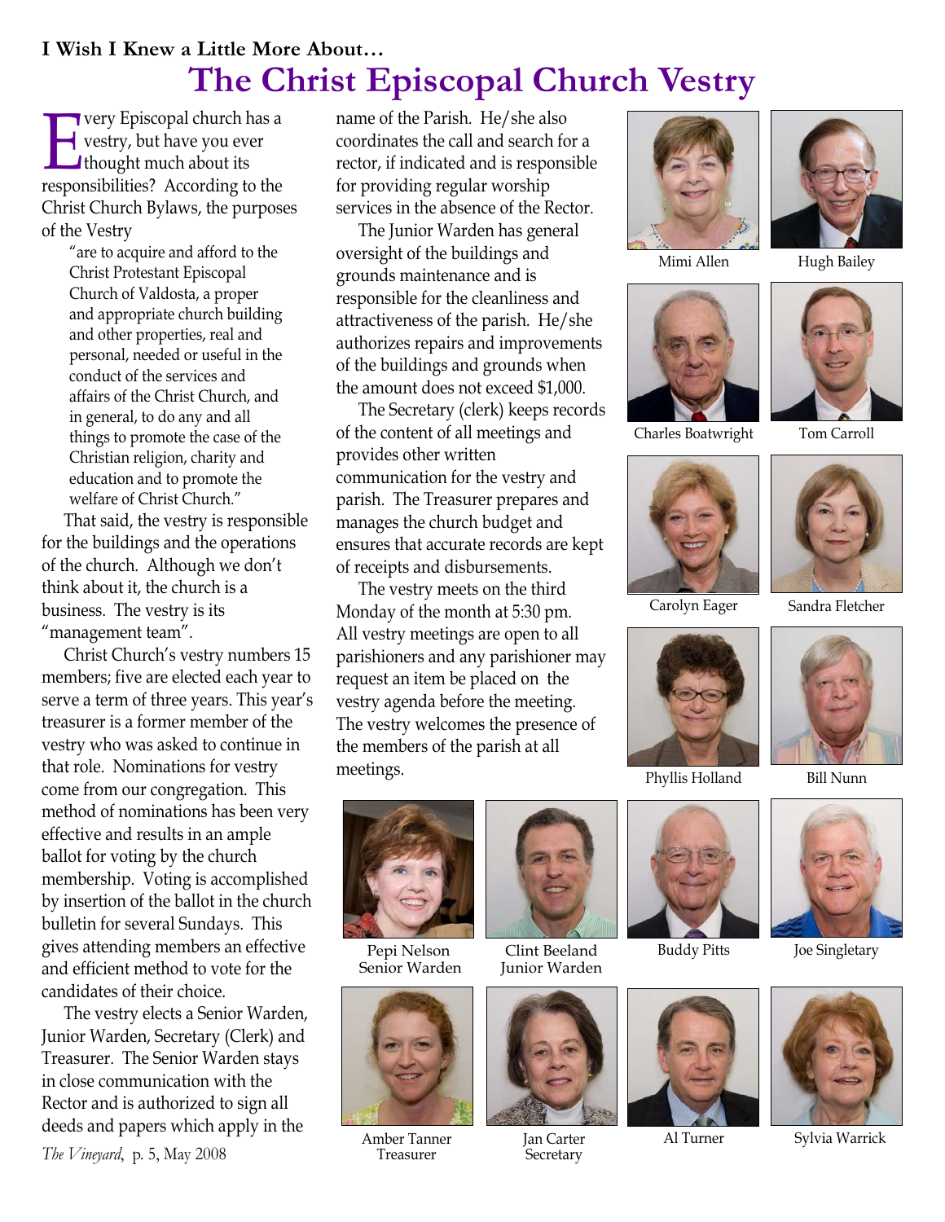**I Wish I Knew a Little More About…**

# The Christ Episcopal Church Vestry

Every Episcopal church has a vestry, but have you ever thought much about its responsibilities? According to the Christ Church Bylaws, the purposes of the Vestry

> "are to acquire and afford to the Christ Protestant Episcopal Church of Valdosta, a proper and appropriate church building and other properties, real and personal, needed or useful in the conduct of the services and affairs of the Christ Church, and in general, to do any and all things to promote the case of the Christian religion, charity and education and to promote the welfare of Christ Church."

That said, the vestry is responsible for the buildings and the operations of the church. Although we don't think about it, the church is a business. The vestry is its "management team".

Christ Church's vestry numbers 15 members; five are elected each year to serve a term of three years. This year's treasurer is a former member of the vestry who was asked to continue in that role. Nominations for vestry come from our congregation. This method of nominations has been very effective and results in an ample ballot for voting by the church membership. Voting is accomplished by insertion of the ballot in the church bulletin for several Sundays. This gives attending members an effective and efficient method to vote for the candidates of their choice.

The vestry elects a Senior Warden, Junior Warden, Secretary (Clerk) and Treasurer. The Senior Warden stays in close communication with the Rector and is authorized to sign all deeds and papers which apply in the name of the Parish. He/she also coordinates the call and search for a rector, if indicated and is responsible for providing regular worship services in the absence of the Rector.

The Junior Warden has general oversight of the buildings and grounds maintenance and is responsible for the cleanliness and attractiveness of the parish. He/she authorizes repairs and improvements of the buildings and grounds when the amount does not exceed $1,000.

The Secretary (clerk) keeps records of the content of all meetings and provides other written communication for the vestry and parish. The Treasurer prepares and manages the church budget and ensures that accurate records are kept of receipts and disbursements.

The vestry meets on the third Monday of the month at 5:30 pm. All vestry meetings are open to all parishioners and any parishioner may request an item be placed on the vestry agenda before the meeting. The vestry welcomes the presence of the members of the parish at all meetings.

Mimi Allen

Hugh Bailey

Charles Boatwright

Tom Carroll

Carolyn Eager

Sandra Fletcher

Phyllis Holland

Bill Nunn

Pepi Nelson
Senior Warden

Clint Beeland
Junior Warden

Buddy Pitts

Joe Singletary

Amber Tanner
Treasurer

Jan Carter
Secretary

Al Turner

Sylvia Warrick

*The Vineyard*, p. 5, May 2008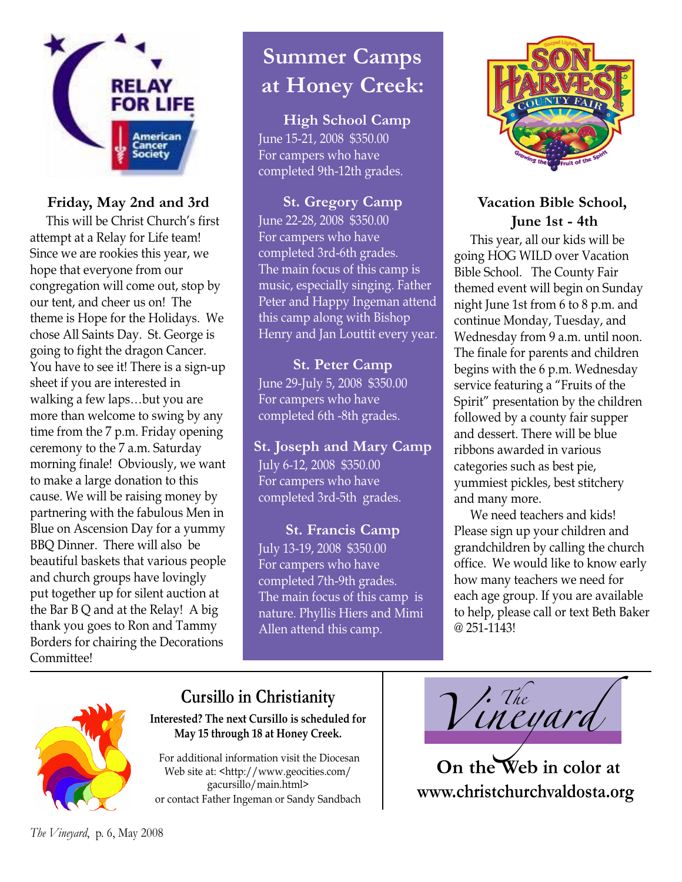RELAY FOR LIFE

American Cancer Society

### Friday, May 2nd and 3rd

This will be Christ Church's first attempt at a Relay for Life team! Since we are rookies this year, we hope that everyone from our congregation will come out, stop by our tent, and cheer us on! The theme is Hope for the Holidays. We chose All Saints Day. St. George is going to fight the dragon Cancer. You have to see it! There is a sign-up sheet if you are interested in walking a few laps…but you are more than welcome to swing by any time from the 7 p.m. Friday opening ceremony to the 7 a.m. Saturday morning finale! Obviously, we want to make a large donation to this cause. We will be raising money by partnering with the fabulous Men in Blue on Ascension Day for a yummy BBQ Dinner. There will also be beautiful baskets that various people and church groups have lovingly put together up for silent auction at the Bar B Q and at the Relay! A big thank you goes to Ron and Tammy Borders for chairing the Decorations Committee!

## Summer Camps at Honey Creek:

### High School Camp

June 15-21, 2008 $350.00
For campers who have completed 9th-12th grades.

### St. Gregory Camp

June 22-28, 2008 $350.00
For campers who have completed 3rd-6th grades. The main focus of this camp is music, especially singing. Father Peter and Happy Ingeman attend this camp along with Bishop Henry and Jan Louttit every year.

### St. Peter Camp

June 29-July 5, 2008 $350.00
For campers who have completed 6th -8th grades.

### St. Joseph and Mary Camp

July 6-12, 2008 $350.00
For campers who have completed 3rd-5th grades.

### St. Francis Camp

July 13-19, 2008 $350.00
For campers who have completed 7th-9th grades. The main focus of this camp is nature. Phyllis Hiers and Mimi Allen attend this camp.

Gospel Light's SON HARVEST COUNTY FAIR — Growing the Fruit of the Spirit

### Vacation Bible School, June 1st - 4th

This year, all our kids will be going HOG WILD over Vacation Bible School. The County Fair themed event will begin on Sunday night June 1st from 6 to 8 p.m. and continue Monday, Tuesday, and Wednesday from 9 a.m. until noon. The finale for parents and children begins with the 6 p.m. Wednesday service featuring a "Fruits of the Spirit" presentation by the children followed by a county fair supper and dessert. There will be blue ribbons awarded in various categories such as best pie, yummiest pickles, best stitchery and many more.

We need teachers and kids! Please sign up your children and grandchildren by calling the church office. We would like to know early how many teachers we need for each age group. If you are available to help, please call or text Beth Baker @ 251-1143!

## Cursillo in Christianity

**Interested? The next Cursillo is scheduled for May 15 through 18 at Honey Creek.**

For additional information visit the Diocesan Web site at: <http://www.geocities.com/gacursillo/main.html> or contact Father Ingeman or Sandy Sandbach

*The Vineyard*

**On the Web in color at www.christchurchvaldosta.org**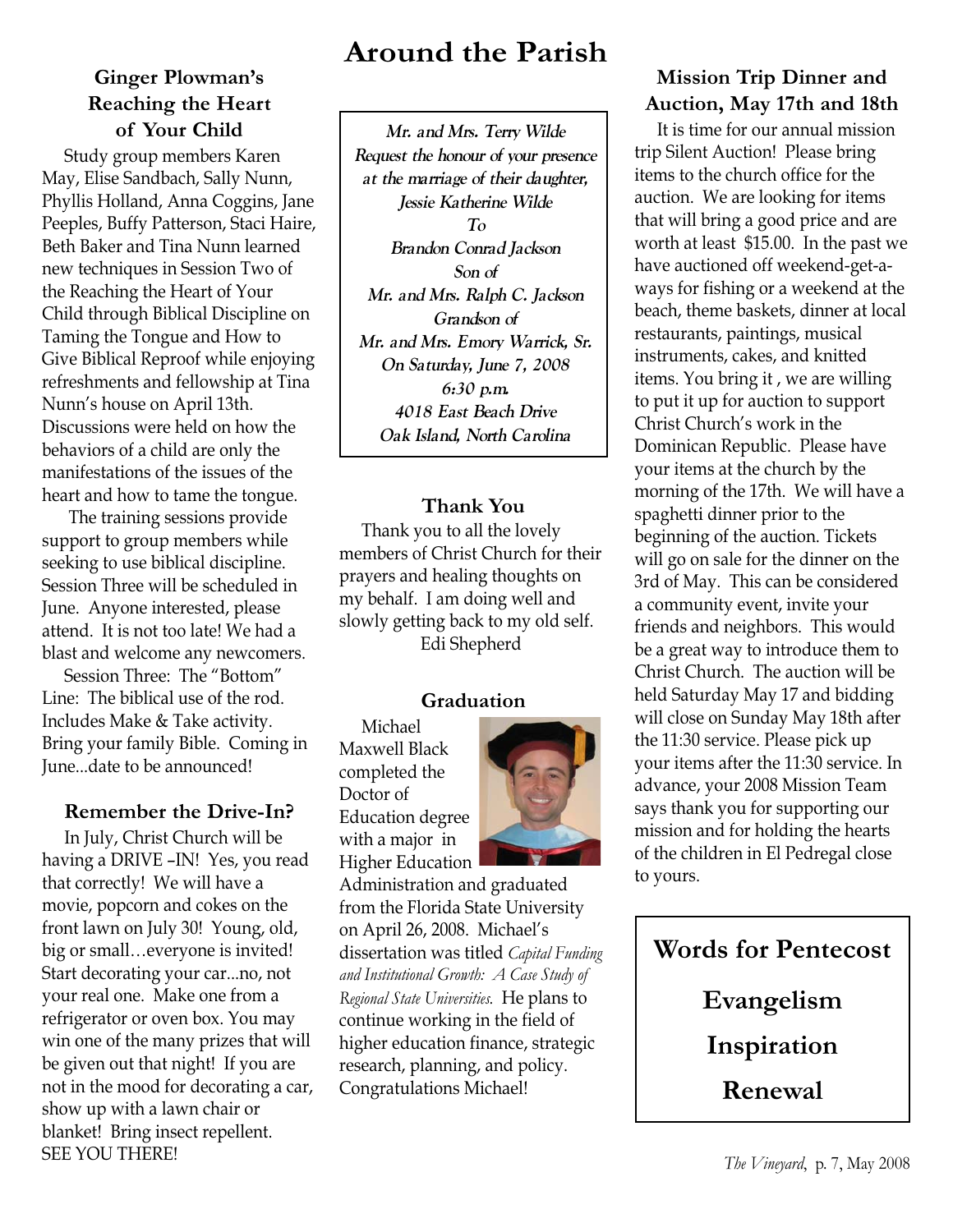# Around the Parish

### Ginger Plowman's Reaching the Heart of Your Child

Study group members Karen May, Elise Sandbach, Sally Nunn, Phyllis Holland, Anna Coggins, Jane Peeples, Buffy Patterson, Staci Haire, Beth Baker and Tina Nunn learned new techniques in Session Two of the Reaching the Heart of Your Child through Biblical Discipline on Taming the Tongue and How to Give Biblical Reproof while enjoying refreshments and fellowship at Tina Nunn's house on April 13th. Discussions were held on how the behaviors of a child are only the manifestations of the issues of the heart and how to tame the tongue.

The training sessions provide support to group members while seeking to use biblical discipline. Session Three will be scheduled in June. Anyone interested, please attend. It is not too late! We had a blast and welcome any newcomers.

Session Three: The "Bottom" Line: The biblical use of the rod. Includes Make & Take activity. Bring your family Bible. Coming in June...date to be announced!

### Remember the Drive-In?

In July, Christ Church will be having a DRIVE –IN! Yes, you read that correctly! We will have a movie, popcorn and cokes on the front lawn on July 30! Young, old, big or small…everyone is invited! Start decorating your car...no, not your real one. Make one from a refrigerator or oven box. You may win one of the many prizes that will be given out that night! If you are not in the mood for decorating a car, show up with a lawn chair or blanket! Bring insect repellent. SEE YOU THERE!

*Mr. and Mrs. Terry Wilde*
*Request the honour of your presence*
*at the marriage of their daughter,*
*Jessie Katherine Wilde*
*To*
*Brandon Conrad Jackson*
*Son of*
*Mr. and Mrs. Ralph C. Jackson*
*Grandson of*
*Mr. and Mrs. Emory Warrick, Sr.*
*On Saturday, June 7, 2008*
*6:30 p.m.*
*4018 East Beach Drive*
*Oak Island, North Carolina*

### Thank You

Thank you to all the lovely members of Christ Church for their prayers and healing thoughts on my behalf. I am doing well and slowly getting back to my old self.

Edi Shepherd

### Graduation

Michael Maxwell Black completed the Doctor of Education degree with a major in Higher Education Administration and graduated from the Florida State University on April 26, 2008. Michael's dissertation was titled *Capital Funding and Institutional Growth: A Case Study of Regional State Universities*. He plans to continue working in the field of higher education finance, strategic research, planning, and policy. Congratulations Michael!

### Mission Trip Dinner and Auction, May 17th and 18th

It is time for our annual mission trip Silent Auction! Please bring items to the church office for the auction. We are looking for items that will bring a good price and are worth at least $15.00. In the past we have auctioned off weekend-get-a-ways for fishing or a weekend at the beach, theme baskets, dinner at local restaurants, paintings, musical instruments, cakes, and knitted items. You bring it , we are willing to put it up for auction to support Christ Church's work in the Dominican Republic. Please have your items at the church by the morning of the 17th. We will have a spaghetti dinner prior to the beginning of the auction. Tickets will go on sale for the dinner on the 3rd of May. This can be considered a community event, invite your friends and neighbors. This would be a great way to introduce them to Christ Church. The auction will be held Saturday May 17 and bidding will close on Sunday May 18th after the 11:30 service. Please pick up your items after the 11:30 service. In advance, your 2008 Mission Team says thank you for supporting our mission and for holding the hearts of the children in El Pedregal close to yours.

**Words for Pentecost**

**Evangelism**

**Inspiration**

**Renewal**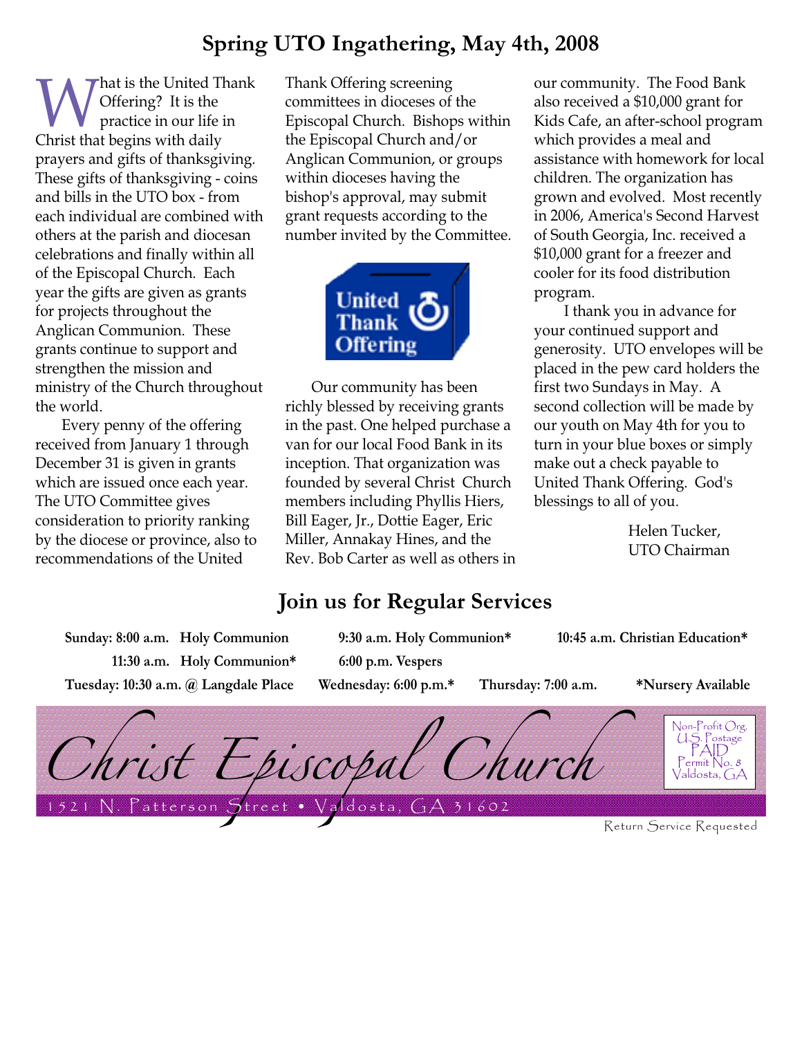# Spring UTO Ingathering, May 4th, 2008

What is the United Thank Offering? It is the practice in our life in Christ that begins with daily prayers and gifts of thanksgiving. These gifts of thanksgiving - coins and bills in the UTO box - from each individual are combined with others at the parish and diocesan celebrations and finally within all of the Episcopal Church. Each year the gifts are given as grants for projects throughout the Anglican Communion. These grants continue to support and strengthen the mission and ministry of the Church throughout the world.

Every penny of the offering received from January 1 through December 31 is given in grants which are issued once each year. The UTO Committee gives consideration to priority ranking by the diocese or province, also to recommendations of the United Thank Offering screening committees in dioceses of the Episcopal Church. Bishops within the Episcopal Church and/or Anglican Communion, or groups within dioceses having the bishop's approval, may submit grant requests according to the number invited by the Committee.

United Thank Offering

Our community has been richly blessed by receiving grants in the past. One helped purchase a van for our local Food Bank in its inception. That organization was founded by several Christ Church members including Phyllis Hiers, Bill Eager, Jr., Dottie Eager, Eric Miller, Annakay Hines, and the Rev. Bob Carter as well as others in our community. The Food Bank also received a $10,000 grant for Kids Cafe, an after-school program which provides a meal and assistance with homework for local children. The organization has grown and evolved. Most recently in 2006, America's Second Harvest of South Georgia, Inc. received a $10,000 grant for a freezer and cooler for its food distribution program.

I thank you in advance for your continued support and generosity. UTO envelopes will be placed in the pew card holders the first two Sundays in May. A second collection will be made by our youth on May 4th for you to turn in your blue boxes or simply make out a check payable to United Thank Offering. God's blessings to all of you.

Helen Tucker,
UTO Chairman

## Join us for Regular Services

**Sunday: 8:00 a.m. Holy Communion** **9:30 a.m. Holy Communion*** **10:45 a.m. Christian Education***
**11:30 a.m. Holy Communion*** **6:00 p.m. Vespers**
**Tuesday: 10:30 a.m. @ Langdale Place** **Wednesday: 6:00 p.m.*** **Thursday: 7:00 a.m.** **\*Nursery Available**

*Christ Episcopal Church*
1521 N. Patterson Street • Valdosta, GA 31602

Non-Profit Org.
U.S. Postage
PAID
Permit No. 8
Valdosta, GA

Return Service Requested